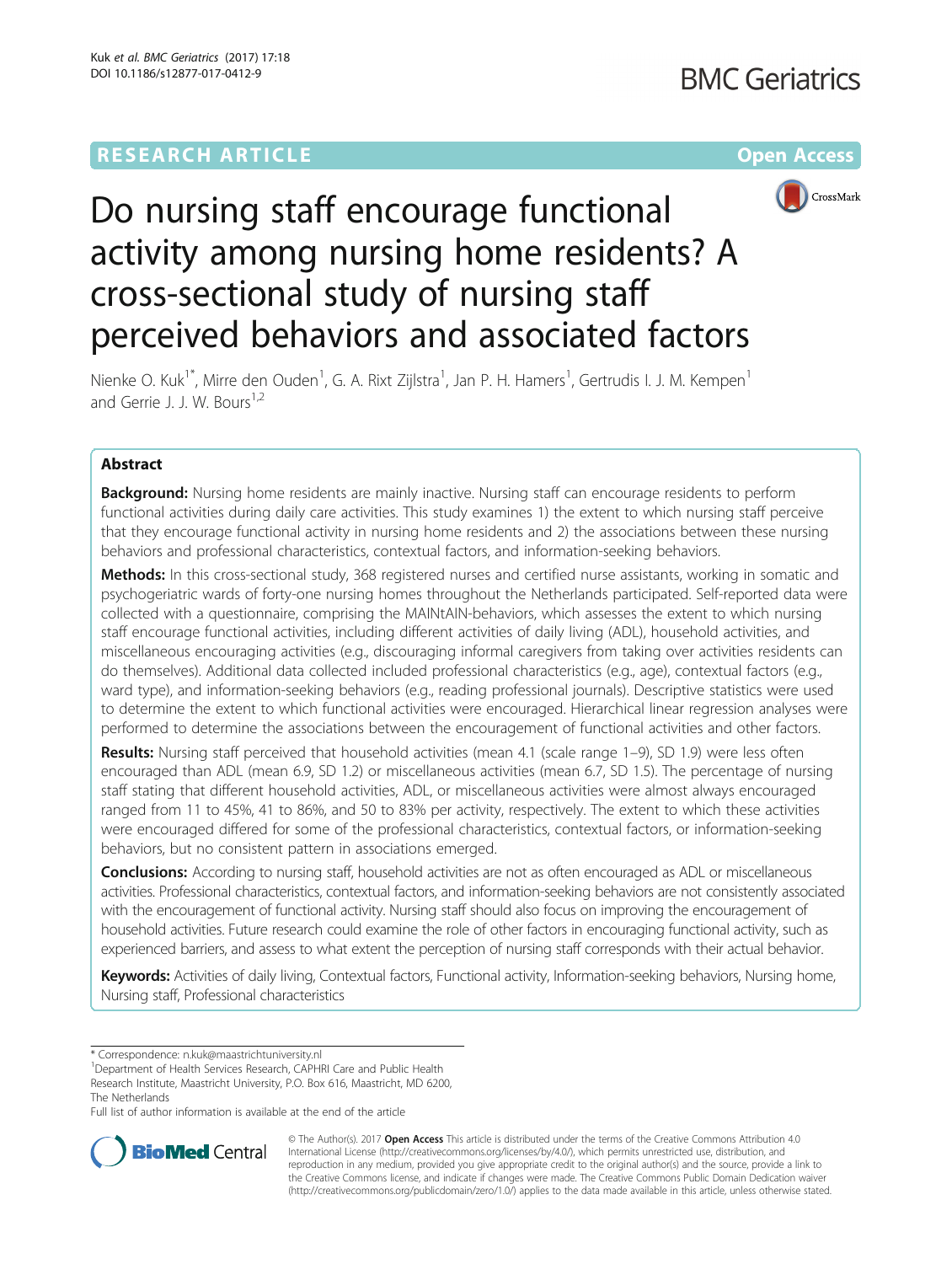RESEARCH ARTICLE

Open Access

# Do nursing staff encourage functional activity among nursing home residents? A cross-sectional study of nursing staff perceived behaviors and associated factors

Nienke O. Kuk[1*], Mirre den Ouden[1], G. A. Rixt Zijlstra[1], Jan P. H. Hamers[1], Gertrudis I. J. M. Kempen[1] and Gerrie J. J. W. Bours[1,2]

## Abstract

**Background:** Nursing home residents are mainly inactive. Nursing staff can encourage residents to perform functional activities during daily care activities. This study examines 1) the extent to which nursing staff perceive that they encourage functional activity in nursing home residents and 2) the associations between these nursing behaviors and professional characteristics, contextual factors, and information-seeking behaviors.

**Methods:** In this cross-sectional study, 368 registered nurses and certified nurse assistants, working in somatic and psychogeriatric wards of forty-one nursing homes throughout the Netherlands participated. Self-reported data were collected with a questionnaire, comprising the MAINtAIN-behaviors, which assesses the extent to which nursing staff encourage functional activities, including different activities of daily living (ADL), household activities, and miscellaneous encouraging activities (e.g., discouraging informal caregivers from taking over activities residents can do themselves). Additional data collected included professional characteristics (e.g., age), contextual factors (e.g., ward type), and information-seeking behaviors (e.g., reading professional journals). Descriptive statistics were used to determine the extent to which functional activities were encouraged. Hierarchical linear regression analyses were performed to determine the associations between the encouragement of functional activities and other factors.

**Results:** Nursing staff perceived that household activities (mean 4.1 (scale range 1–9), SD 1.9) were less often encouraged than ADL (mean 6.9, SD 1.2) or miscellaneous activities (mean 6.7, SD 1.5). The percentage of nursing staff stating that different household activities, ADL, or miscellaneous activities were almost always encouraged ranged from 11 to 45%, 41 to 86%, and 50 to 83% per activity, respectively. The extent to which these activities were encouraged differed for some of the professional characteristics, contextual factors, or information-seeking behaviors, but no consistent pattern in associations emerged.

**Conclusions:** According to nursing staff, household activities are not as often encouraged as ADL or miscellaneous activities. Professional characteristics, contextual factors, and information-seeking behaviors are not consistently associated with the encouragement of functional activity. Nursing staff should also focus on improving the encouragement of household activities. Future research could examine the role of other factors in encouraging functional activity, such as experienced barriers, and assess to what extent the perception of nursing staff corresponds with their actual behavior.

**Keywords:** Activities of daily living, Contextual factors, Functional activity, Information-seeking behaviors, Nursing home, Nursing staff, Professional characteristics

---

* Correspondence: n.kuk@maastrichtuniversity.nl
[1]Department of Health Services Research, CAPHRI Care and Public Health Research Institute, Maastricht University, P.O. Box 616, Maastricht, MD 6200, The Netherlands
Full list of author information is available at the end of the article

© The Author(s). 2017 **Open Access** This article is distributed under the terms of the Creative Commons Attribution 4.0 International License (http://creativecommons.org/licenses/by/4.0/), which permits unrestricted use, distribution, and reproduction in any medium, provided you give appropriate credit to the original author(s) and the source, provide a link to the Creative Commons license, and indicate if changes were made. The Creative Commons Public Domain Dedication waiver (http://creativecommons.org/publicdomain/zero/1.0/) applies to the data made available in this article, unless otherwise stated.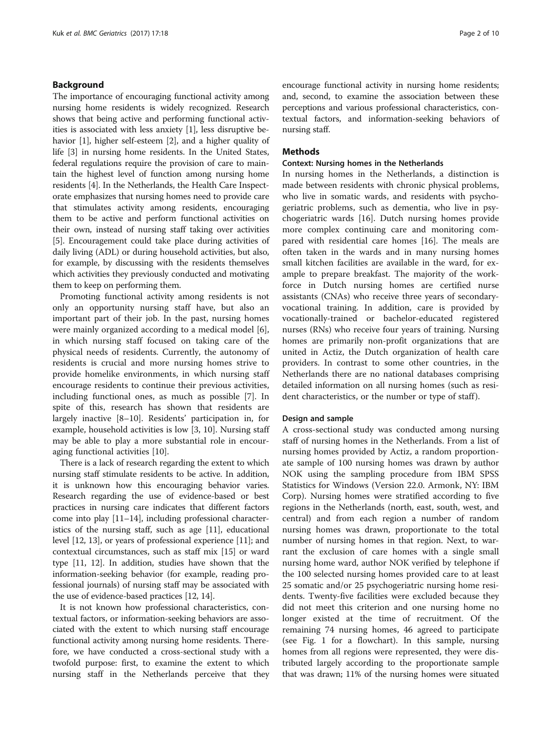## Background

The importance of encouraging functional activity among nursing home residents is widely recognized. Research shows that being active and performing functional activities is associated with less anxiety [1], less disruptive behavior [1], higher self-esteem [2], and a higher quality of life [3] in nursing home residents. In the United States, federal regulations require the provision of care to maintain the highest level of function among nursing home residents [4]. In the Netherlands, the Health Care Inspectorate emphasizes that nursing homes need to provide care that stimulates activity among residents, encouraging them to be active and perform functional activities on their own, instead of nursing staff taking over activities [5]. Encouragement could take place during activities of daily living (ADL) or during household activities, but also, for example, by discussing with the residents themselves which activities they previously conducted and motivating them to keep on performing them.

Promoting functional activity among residents is not only an opportunity nursing staff have, but also an important part of their job. In the past, nursing homes were mainly organized according to a medical model [6], in which nursing staff focused on taking care of the physical needs of residents. Currently, the autonomy of residents is crucial and more nursing homes strive to provide homelike environments, in which nursing staff encourage residents to continue their previous activities, including functional ones, as much as possible [7]. In spite of this, research has shown that residents are largely inactive [8–10]. Residents' participation in, for example, household activities is low [3, 10]. Nursing staff may be able to play a more substantial role in encouraging functional activities [10].

There is a lack of research regarding the extent to which nursing staff stimulate residents to be active. In addition, it is unknown how this encouraging behavior varies. Research regarding the use of evidence-based or best practices in nursing care indicates that different factors come into play [11–14], including professional characteristics of the nursing staff, such as age [11], educational level [12, 13], or years of professional experience [11]; and contextual circumstances, such as staff mix [15] or ward type [11, 12]. In addition, studies have shown that the information-seeking behavior (for example, reading professional journals) of nursing staff may be associated with the use of evidence-based practices [12, 14].

It is not known how professional characteristics, contextual factors, or information-seeking behaviors are associated with the extent to which nursing staff encourage functional activity among nursing home residents. Therefore, we have conducted a cross-sectional study with a twofold purpose: first, to examine the extent to which nursing staff in the Netherlands perceive that they encourage functional activity in nursing home residents; and, second, to examine the association between these perceptions and various professional characteristics, contextual factors, and information-seeking behaviors of nursing staff.

## Methods

### Context: Nursing homes in the Netherlands

In nursing homes in the Netherlands, a distinction is made between residents with chronic physical problems, who live in somatic wards, and residents with psychogeriatric problems, such as dementia, who live in psychogeriatric wards [16]. Dutch nursing homes provide more complex continuing care and monitoring compared with residential care homes [16]. The meals are often taken in the wards and in many nursing homes small kitchen facilities are available in the ward, for example to prepare breakfast. The majority of the workforce in Dutch nursing homes are certified nurse assistants (CNAs) who receive three years of secondary-vocational training. In addition, care is provided by vocationally-trained or bachelor-educated registered nurses (RNs) who receive four years of training. Nursing homes are primarily non-profit organizations that are united in Actiz, the Dutch organization of health care providers. In contrast to some other countries, in the Netherlands there are no national databases comprising detailed information on all nursing homes (such as resident characteristics, or the number or type of staff).

### Design and sample

A cross-sectional study was conducted among nursing staff of nursing homes in the Netherlands. From a list of nursing homes provided by Actiz, a random proportionate sample of 100 nursing homes was drawn by author NOK using the sampling procedure from IBM SPSS Statistics for Windows (Version 22.0. Armonk, NY: IBM Corp). Nursing homes were stratified according to five regions in the Netherlands (north, east, south, west, and central) and from each region a number of random nursing homes was drawn, proportionate to the total number of nursing homes in that region. Next, to warrant the exclusion of care homes with a single small nursing home ward, author NOK verified by telephone if the 100 selected nursing homes provided care to at least 25 somatic and/or 25 psychogeriatric nursing home residents. Twenty-five facilities were excluded because they did not meet this criterion and one nursing home no longer existed at the time of recruitment. Of the remaining 74 nursing homes, 46 agreed to participate (see Fig. 1 for a flowchart). In this sample, nursing homes from all regions were represented, they were distributed largely according to the proportionate sample that was drawn; 11% of the nursing homes were situated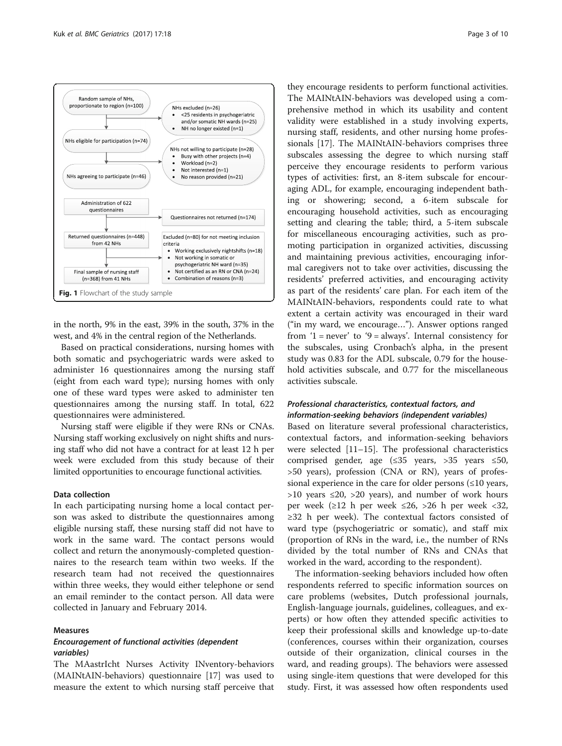Random sample of NHs, proportionate to region (n=100)

NHs excluded (n=26)
- <25 residents in psychogeriatric and/or somatic NH wards (n=25)
- NH no longer existed (n=1)

NHs eligible for participation (n=74)

NHs not willing to participate (n=28)
- Busy with other projects (n=4)
- Workload (n=2)
- Not interested (n=1)
- No reason provided (n=21)

NHs agreeing to participate (n=46)

Administration of 622 questionnaires

Questionnaires not returned (n=174)

Returned questionnaires (n=448) from 42 NHs

Excluded (n=80) for not meeting inclusion criteria
- Working exclusively nightshifts (n=18)
- Not working in somatic or psychogeriatric NH ward (n=35)
- Not certified as an RN or CNA (n=24)
- Combination of reasons (n=3)

Final sample of nursing staff (n=368) from 41 NHs

**Fig. 1** Flowchart of the study sample

in the north, 9% in the east, 39% in the south, 37% in the west, and 4% in the central region of the Netherlands.

Based on practical considerations, nursing homes with both somatic and psychogeriatric wards were asked to administer 16 questionnaires among the nursing staff (eight from each ward type); nursing homes with only one of these ward types were asked to administer ten questionnaires among the nursing staff. In total, 622 questionnaires were administered.

Nursing staff were eligible if they were RNs or CNAs. Nursing staff working exclusively on night shifts and nursing staff who did not have a contract for at least 12 h per week were excluded from this study because of their limited opportunities to encourage functional activities.

### Data collection

In each participating nursing home a local contact person was asked to distribute the questionnaires among eligible nursing staff, these nursing staff did not have to work in the same ward. The contact persons would collect and return the anonymously-completed questionnaires to the research team within two weeks. If the research team had not received the questionnaires within three weeks, they would either telephone or send an email reminder to the contact person. All data were collected in January and February 2014.

### Measures

#### *Encouragement of functional activities (dependent variables)*

The MAastrIcht Nurses Activity INventory-behaviors (MAINtAIN-behaviors) questionnaire [17] was used to measure the extent to which nursing staff perceive that they encourage residents to perform functional activities. The MAINtAIN-behaviors was developed using a comprehensive method in which its usability and content validity were established in a study involving experts, nursing staff, residents, and other nursing home professionals [17]. The MAINtAIN-behaviors comprises three subscales assessing the degree to which nursing staff perceive they encourage residents to perform various types of activities: first, an 8-item subscale for encouraging ADL, for example, encouraging independent bathing or showering; second, a 6-item subscale for encouraging household activities, such as encouraging setting and clearing the table; third, a 5-item subscale for miscellaneous encouraging activities, such as promoting participation in organized activities, discussing and maintaining previous activities, encouraging informal caregivers not to take over activities, discussing the residents' preferred activities, and encouraging activity as part of the residents' care plan. For each item of the MAINtAIN-behaviors, respondents could rate to what extent a certain activity was encouraged in their ward ("in my ward, we encourage…"). Answer options ranged from '1 = never' to '9 = always'. Internal consistency for the subscales, using Cronbach's alpha, in the present study was 0.83 for the ADL subscale, 0.79 for the household activities subscale, and 0.77 for the miscellaneous activities subscale.

#### *Professional characteristics, contextual factors, and information-seeking behaviors (independent variables)*

Based on literature several professional characteristics, contextual factors, and information-seeking behaviors were selected [11–15]. The professional characteristics comprised gender, age (≤35 years, >35 years ≤50, >50 years), profession (CNA or RN), years of professional experience in the care for older persons (≤10 years, >10 years ≤20, >20 years), and number of work hours per week (≥12 h per week ≤26, >26 h per week <32, ≥32 h per week). The contextual factors consisted of ward type (psychogeriatric or somatic), and staff mix (proportion of RNs in the ward, i.e., the number of RNs divided by the total number of RNs and CNAs that worked in the ward, according to the respondent).

The information-seeking behaviors included how often respondents referred to specific information sources on care problems (websites, Dutch professional journals, English-language journals, guidelines, colleagues, and experts) or how often they attended specific activities to keep their professional skills and knowledge up-to-date (conferences, courses within their organization, courses outside of their organization, clinical courses in the ward, and reading groups). The behaviors were assessed using single-item questions that were developed for this study. First, it was assessed how often respondents used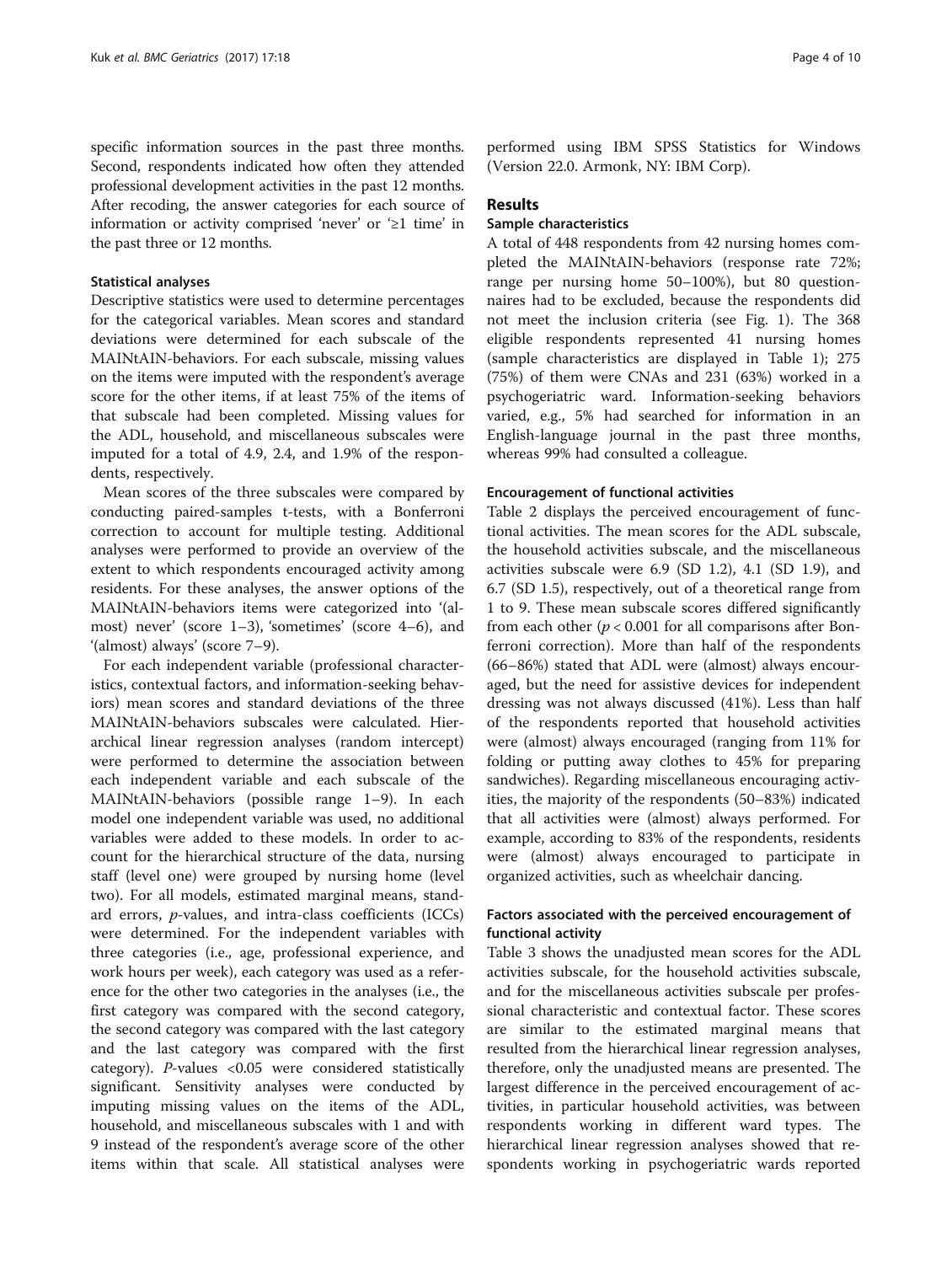specific information sources in the past three months. Second, respondents indicated how often they attended professional development activities in the past 12 months. After recoding, the answer categories for each source of information or activity comprised 'never' or '≥1 time' in the past three or 12 months.

### Statistical analyses

Descriptive statistics were used to determine percentages for the categorical variables. Mean scores and standard deviations were determined for each subscale of the MAINtAIN-behaviors. For each subscale, missing values on the items were imputed with the respondent's average score for the other items, if at least 75% of the items of that subscale had been completed. Missing values for the ADL, household, and miscellaneous subscales were imputed for a total of 4.9, 2.4, and 1.9% of the respondents, respectively.

Mean scores of the three subscales were compared by conducting paired-samples t-tests, with a Bonferroni correction to account for multiple testing. Additional analyses were performed to provide an overview of the extent to which respondents encouraged activity among residents. For these analyses, the answer options of the MAINtAIN-behaviors items were categorized into '(almost) never' (score 1–3), 'sometimes' (score 4–6), and '(almost) always' (score 7–9).

For each independent variable (professional characteristics, contextual factors, and information-seeking behaviors) mean scores and standard deviations of the three MAINtAIN-behaviors subscales were calculated. Hierarchical linear regression analyses (random intercept) were performed to determine the association between each independent variable and each subscale of the MAINtAIN-behaviors (possible range 1–9). In each model one independent variable was used, no additional variables were added to these models. In order to account for the hierarchical structure of the data, nursing staff (level one) were grouped by nursing home (level two). For all models, estimated marginal means, standard errors, *p*-values, and intra-class coefficients (ICCs) were determined. For the independent variables with three categories (i.e., age, professional experience, and work hours per week), each category was used as a reference for the other two categories in the analyses (i.e., the first category was compared with the second category, the second category was compared with the last category and the last category was compared with the first category). *P*-values <0.05 were considered statistically significant. Sensitivity analyses were conducted by imputing missing values on the items of the ADL, household, and miscellaneous subscales with 1 and with 9 instead of the respondent's average score of the other items within that scale. All statistical analyses were performed using IBM SPSS Statistics for Windows (Version 22.0. Armonk, NY: IBM Corp).

## Results

### Sample characteristics

A total of 448 respondents from 42 nursing homes completed the MAINtAIN-behaviors (response rate 72%; range per nursing home 50–100%), but 80 questionnaires had to be excluded, because the respondents did not meet the inclusion criteria (see Fig. 1). The 368 eligible respondents represented 41 nursing homes (sample characteristics are displayed in Table 1); 275 (75%) of them were CNAs and 231 (63%) worked in a psychogeriatric ward. Information-seeking behaviors varied, e.g., 5% had searched for information in an English-language journal in the past three months, whereas 99% had consulted a colleague.

### Encouragement of functional activities

Table 2 displays the perceived encouragement of functional activities. The mean scores for the ADL subscale, the household activities subscale, and the miscellaneous activities subscale were 6.9 (SD 1.2), 4.1 (SD 1.9), and 6.7 (SD 1.5), respectively, out of a theoretical range from 1 to 9. These mean subscale scores differed significantly from each other ($p < 0.001$ for all comparisons after Bonferroni correction). More than half of the respondents (66–86%) stated that ADL were (almost) always encouraged, but the need for assistive devices for independent dressing was not always discussed (41%). Less than half of the respondents reported that household activities were (almost) always encouraged (ranging from 11% for folding or putting away clothes to 45% for preparing sandwiches). Regarding miscellaneous encouraging activities, the majority of the respondents (50–83%) indicated that all activities were (almost) always performed. For example, according to 83% of the respondents, residents were (almost) always encouraged to participate in organized activities, such as wheelchair dancing.

### Factors associated with the perceived encouragement of functional activity

Table 3 shows the unadjusted mean scores for the ADL activities subscale, for the household activities subscale, and for the miscellaneous activities subscale per professional characteristic and contextual factor. These scores are similar to the estimated marginal means that resulted from the hierarchical linear regression analyses, therefore, only the unadjusted means are presented. The largest difference in the perceived encouragement of activities, in particular household activities, was between respondents working in different ward types. The hierarchical linear regression analyses showed that respondents working in psychogeriatric wards reported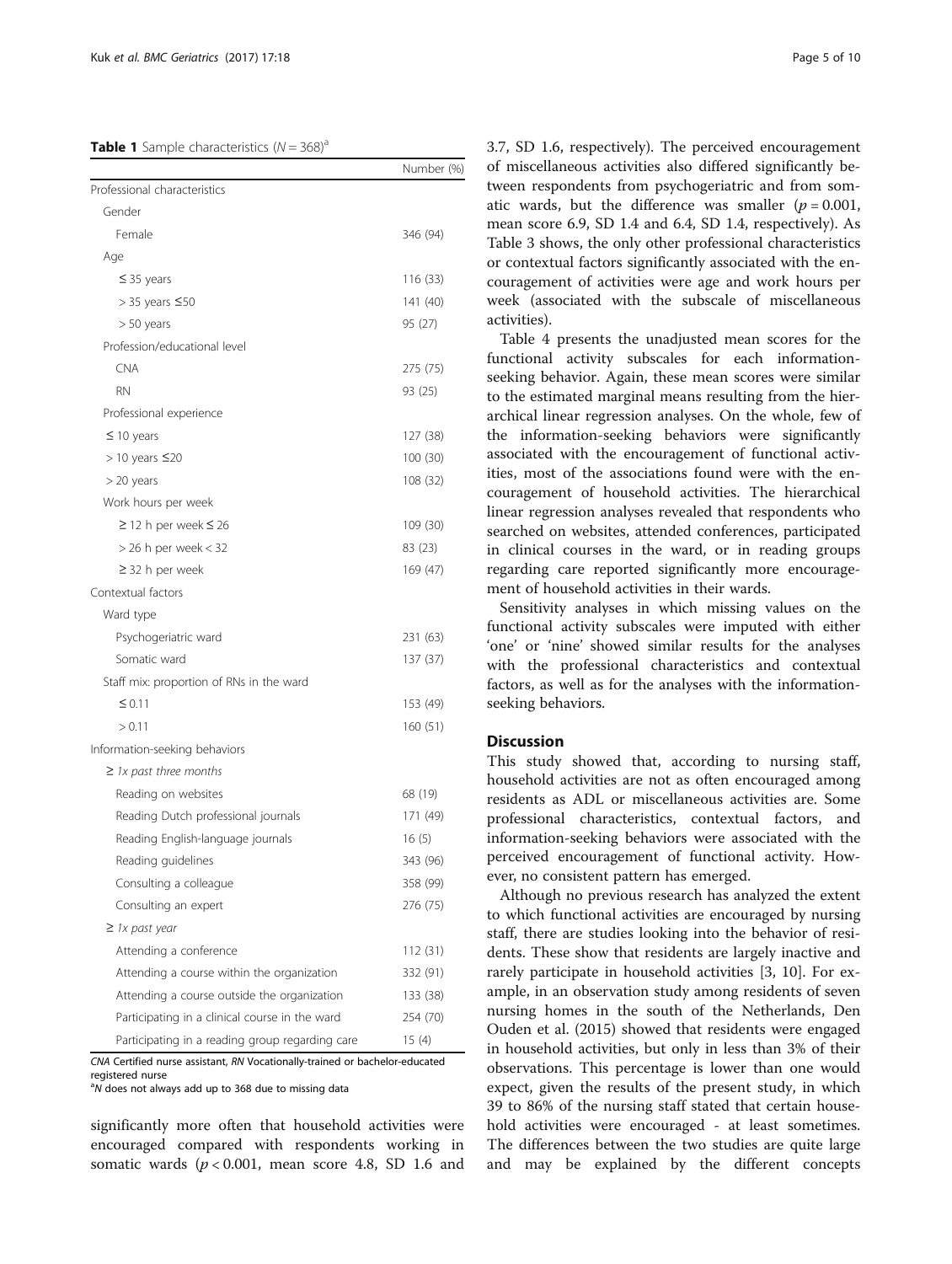**Table 1** Sample characteristics ($N = 368$)[a]

| | Number (%) |
|---|---|
| Professional characteristics | |
| Gender | |
| Female | 346 (94) |
| Age | |
| ≤ 35 years | 116 (33) |
| > 35 years ≤50 | 141 (40) |
| > 50 years | 95 (27) |
| Profession/educational level | |
| CNA | 275 (75) |
| RN | 93 (25) |
| Professional experience | |
| ≤ 10 years | 127 (38) |
| > 10 years ≤20 | 100 (30) |
| > 20 years | 108 (32) |
| Work hours per week | |
| ≥ 12 h per week ≤ 26 | 109 (30) |
| > 26 h per week < 32 | 83 (23) |
| ≥ 32 h per week | 169 (47) |
| Contextual factors | |
| Ward type | |
| Psychogeriatric ward | 231 (63) |
| Somatic ward | 137 (37) |
| Staff mix: proportion of RNs in the ward | |
| ≤ 0.11 | 153 (49) |
| > 0.11 | 160 (51) |
| Information-seeking behaviors | |
| *≥ 1x past three months* | |
| Reading on websites | 68 (19) |
| Reading Dutch professional journals | 171 (49) |
| Reading English-language journals | 16 (5) |
| Reading guidelines | 343 (96) |
| Consulting a colleague | 358 (99) |
| Consulting an expert | 276 (75) |
| *≥ 1x past year* | |
| Attending a conference | 112 (31) |
| Attending a course within the organization | 332 (91) |
| Attending a course outside the organization | 133 (38) |
| Participating in a clinical course in the ward | 254 (70) |
| Participating in a reading group regarding care | 15 (4) |

*CNA* Certified nurse assistant, *RN* Vocationally-trained or bachelor-educated registered nurse
[a]*N* does not always add up to 368 due to missing data

significantly more often that household activities were encouraged compared with respondents working in somatic wards ($p < 0.001$, mean score 4.8, SD 1.6 and 3.7, SD 1.6, respectively). The perceived encouragement of miscellaneous activities also differed significantly between respondents from psychogeriatric and from somatic wards, but the difference was smaller ($p = 0.001$, mean score 6.9, SD 1.4 and 6.4, SD 1.4, respectively). As Table 3 shows, the only other professional characteristics or contextual factors significantly associated with the encouragement of activities were age and work hours per week (associated with the subscale of miscellaneous activities).

Table 4 presents the unadjusted mean scores for the functional activity subscales for each information-seeking behavior. Again, these mean scores were similar to the estimated marginal means resulting from the hierarchical linear regression analyses. On the whole, few of the information-seeking behaviors were significantly associated with the encouragement of functional activities, most of the associations found were with the encouragement of household activities. The hierarchical linear regression analyses revealed that respondents who searched on websites, attended conferences, participated in clinical courses in the ward, or in reading groups regarding care reported significantly more encouragement of household activities in their wards.

Sensitivity analyses in which missing values on the functional activity subscales were imputed with either 'one' or 'nine' showed similar results for the analyses with the professional characteristics and contextual factors, as well as for the analyses with the information-seeking behaviors.

## Discussion

This study showed that, according to nursing staff, household activities are not as often encouraged among residents as ADL or miscellaneous activities are. Some professional characteristics, contextual factors, and information-seeking behaviors were associated with the perceived encouragement of functional activity. However, no consistent pattern has emerged.

Although no previous research has analyzed the extent to which functional activities are encouraged by nursing staff, there are studies looking into the behavior of residents. These show that residents are largely inactive and rarely participate in household activities [3, 10]. For example, in an observation study among residents of seven nursing homes in the south of the Netherlands, Den Ouden et al. (2015) showed that residents were engaged in household activities, but only in less than 3% of their observations. This percentage is lower than one would expect, given the results of the present study, in which 39 to 86% of the nursing staff stated that certain household activities were encouraged - at least sometimes. The differences between the two studies are quite large and may be explained by the different concepts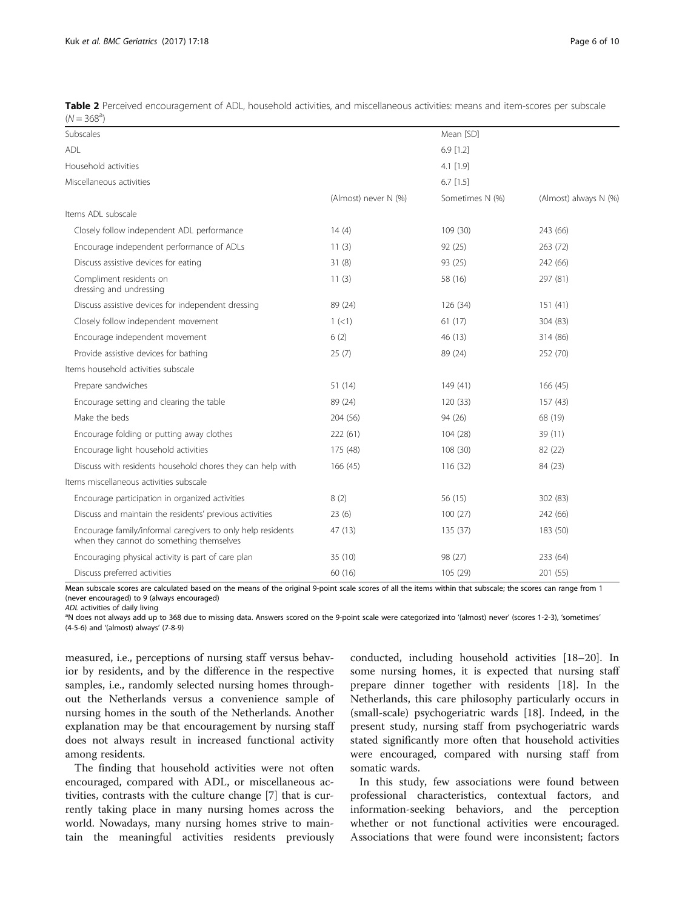**Table 2** Perceived encouragement of ADL, household activities, and miscellaneous activities: means and item-scores per subscale ($N = 368^{a}$)

| Subscales | | Mean [SD] | |
|---|---|---|---|
| ADL | | 6.9 [1.2] | |
| Household activities | | 4.1 [1.9] | |
| Miscellaneous activities | | 6.7 [1.5] | |
| | (Almost) never N (%) | Sometimes N (%) | (Almost) always N (%) |
| Items ADL subscale | | | |
| Closely follow independent ADL performance | 14 (4) | 109 (30) | 243 (66) |
| Encourage independent performance of ADLs | 11 (3) | 92 (25) | 263 (72) |
| Discuss assistive devices for eating | 31 (8) | 93 (25) | 242 (66) |
| Compliment residents on dressing and undressing | 11 (3) | 58 (16) | 297 (81) |
| Discuss assistive devices for independent dressing | 89 (24) | 126 (34) | 151 (41) |
| Closely follow independent movement | 1 (<1) | 61 (17) | 304 (83) |
| Encourage independent movement | 6 (2) | 46 (13) | 314 (86) |
| Provide assistive devices for bathing | 25 (7) | 89 (24) | 252 (70) |
| Items household activities subscale | | | |
| Prepare sandwiches | 51 (14) | 149 (41) | 166 (45) |
| Encourage setting and clearing the table | 89 (24) | 120 (33) | 157 (43) |
| Make the beds | 204 (56) | 94 (26) | 68 (19) |
| Encourage folding or putting away clothes | 222 (61) | 104 (28) | 39 (11) |
| Encourage light household activities | 175 (48) | 108 (30) | 82 (22) |
| Discuss with residents household chores they can help with | 166 (45) | 116 (32) | 84 (23) |
| Items miscellaneous activities subscale | | | |
| Encourage participation in organized activities | 8 (2) | 56 (15) | 302 (83) |
| Discuss and maintain the residents' previous activities | 23 (6) | 100 (27) | 242 (66) |
| Encourage family/informal caregivers to only help residents when they cannot do something themselves | 47 (13) | 135 (37) | 183 (50) |
| Encouraging physical activity is part of care plan | 35 (10) | 98 (27) | 233 (64) |
| Discuss preferred activities | 60 (16) | 105 (29) | 201 (55) |

Mean subscale scores are calculated based on the means of the original 9-point scale scores of all the items within that subscale; the scores can range from 1 (never encouraged) to 9 (always encouraged)

*ADL* activities of daily living

[a]N does not always add up to 368 due to missing data. Answers scored on the 9-point scale were categorized into '(almost) never' (scores 1-2-3), 'sometimes' (4-5-6) and '(almost) always' (7-8-9)

measured, i.e., perceptions of nursing staff versus behavior by residents, and by the difference in the respective samples, i.e., randomly selected nursing homes throughout the Netherlands versus a convenience sample of nursing homes in the south of the Netherlands. Another explanation may be that encouragement by nursing staff does not always result in increased functional activity among residents.

The finding that household activities were not often encouraged, compared with ADL, or miscellaneous activities, contrasts with the culture change [7] that is currently taking place in many nursing homes across the world. Nowadays, many nursing homes strive to maintain the meaningful activities residents previously conducted, including household activities [18–20]. In some nursing homes, it is expected that nursing staff prepare dinner together with residents [18]. In the Netherlands, this care philosophy particularly occurs in (small-scale) psychogeriatric wards [18]. Indeed, in the present study, nursing staff from psychogeriatric wards stated significantly more often that household activities were encouraged, compared with nursing staff from somatic wards.

In this study, few associations were found between professional characteristics, contextual factors, and information-seeking behaviors, and the perception whether or not functional activities were encouraged. Associations that were found were inconsistent; factors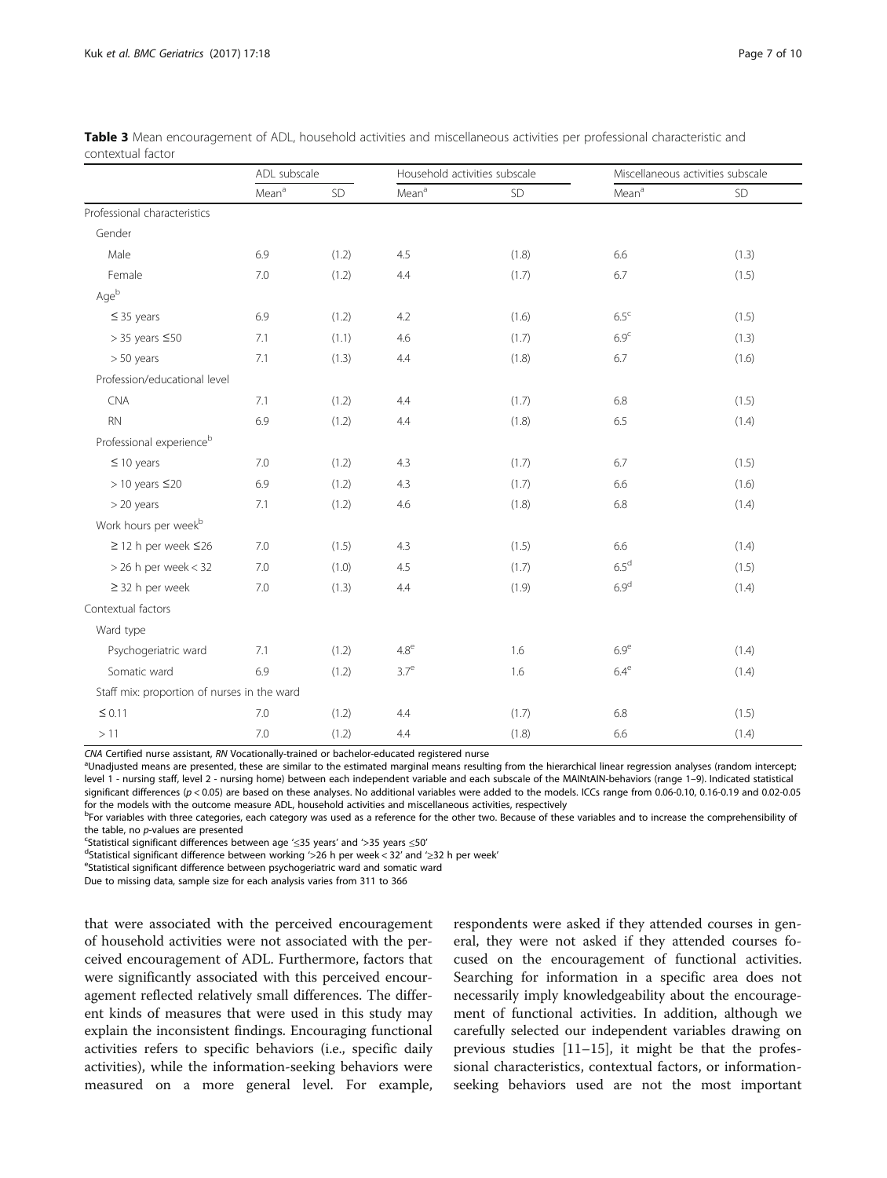**Table 3** Mean encouragement of ADL, household activities and miscellaneous activities per professional characteristic and contextual factor

| | ADL subscale | | Household activities subscale | | Miscellaneous activities subscale | |
|---|---|---|---|---|---|---|
| | Mean[a] | SD | Mean[a] | SD | Mean[a] | SD |
| Professional characteristics | | | | | | |
| Gender | | | | | | |
| Male | 6.9 | (1.2) | 4.5 | (1.8) | 6.6 | (1.3) |
| Female | 7.0 | (1.2) | 4.4 | (1.7) | 6.7 | (1.5) |
| Age[b] | | | | | | |
| ≤ 35 years | 6.9 | (1.2) | 4.2 | (1.6) | 6.5[c] | (1.5) |
| > 35 years ≤50 | 7.1 | (1.1) | 4.6 | (1.7) | 6.9[c] | (1.3) |
| > 50 years | 7.1 | (1.3) | 4.4 | (1.8) | 6.7 | (1.6) |
| Profession/educational level | | | | | | |
| CNA | 7.1 | (1.2) | 4.4 | (1.7) | 6.8 | (1.5) |
| RN | 6.9 | (1.2) | 4.4 | (1.8) | 6.5 | (1.4) |
| Professional experience[b] | | | | | | |
| ≤ 10 years | 7.0 | (1.2) | 4.3 | (1.7) | 6.7 | (1.5) |
| > 10 years ≤20 | 6.9 | (1.2) | 4.3 | (1.7) | 6.6 | (1.6) |
| > 20 years | 7.1 | (1.2) | 4.6 | (1.8) | 6.8 | (1.4) |
| Work hours per week[b] | | | | | | |
| ≥ 12 h per week ≤26 | 7.0 | (1.5) | 4.3 | (1.5) | 6.6 | (1.4) |
| > 26 h per week < 32 | 7.0 | (1.0) | 4.5 | (1.7) | 6.5[d] | (1.5) |
| ≥ 32 h per week | 7.0 | (1.3) | 4.4 | (1.9) | 6.9[d] | (1.4) |
| Contextual factors | | | | | | |
| Ward type | | | | | | |
| Psychogeriatric ward | 7.1 | (1.2) | 4.8[e] | 1.6 | 6.9[e] | (1.4) |
| Somatic ward | 6.9 | (1.2) | 3.7[e] | 1.6 | 6.4[e] | (1.4) |
| Staff mix: proportion of nurses in the ward | | | | | | |
| ≤ 0.11 | 7.0 | (1.2) | 4.4 | (1.7) | 6.8 | (1.5) |
| > 11 | 7.0 | (1.2) | 4.4 | (1.8) | 6.6 | (1.4) |

*CNA* Certified nurse assistant, *RN* Vocationally-trained or bachelor-educated registered nurse

[a]Unadjusted means are presented, these are similar to the estimated marginal means resulting from the hierarchical linear regression analyses (random intercept; level 1 - nursing staff, level 2 - nursing home) between each independent variable and each subscale of the MAINtAIN-behaviors (range 1–9). Indicated statistical significant differences ($p < 0.05$) are based on these analyses. No additional variables were added to the models. ICCs range from 0.06-0.10, 0.16-0.19 and 0.02-0.05 for the models with the outcome measure ADL, household activities and miscellaneous activities, respectively

[b]For variables with three categories, each category was used as a reference for the other two. Because of these variables and to increase the comprehensibility of the table, no *p*-values are presented

[c]Statistical significant differences between age '≤35 years' and '>35 years ≤50'

[d]Statistical significant difference between working '>26 h per week < 32' and '≥32 h per week'

[e]Statistical significant difference between psychogeriatric ward and somatic ward

Due to missing data, sample size for each analysis varies from 311 to 366

that were associated with the perceived encouragement of household activities were not associated with the perceived encouragement of ADL. Furthermore, factors that were significantly associated with this perceived encouragement reflected relatively small differences. The different kinds of measures that were used in this study may explain the inconsistent findings. Encouraging functional activities refers to specific behaviors (i.e., specific daily activities), while the information-seeking behaviors were measured on a more general level. For example, respondents were asked if they attended courses in general, they were not asked if they attended courses focused on the encouragement of functional activities. Searching for information in a specific area does not necessarily imply knowledgeability about the encouragement of functional activities. In addition, although we carefully selected our independent variables drawing on previous studies [11–15], it might be that the professional characteristics, contextual factors, or information-seeking behaviors used are not the most important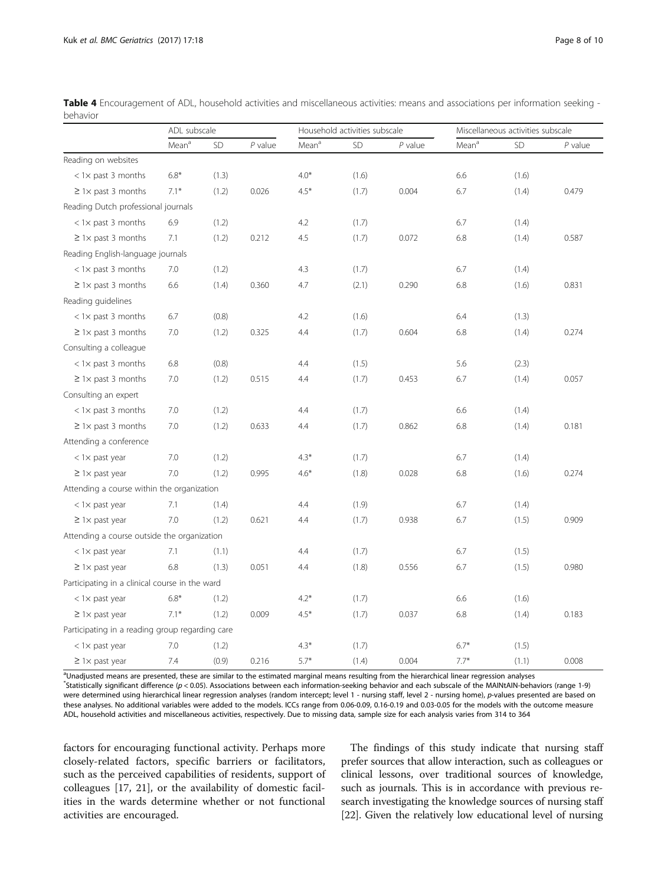**Table 4** Encouragement of ADL, household activities and miscellaneous activities: means and associations per information seeking - behavior

| | ADL subscale | | | Household activities subscale | | | Miscellaneous activities subscale | | |
|---|---|---|---|---|---|---|---|---|---|
| | Mean[a] | SD | *P* value | Mean[a] | SD | *P* value | Mean[a] | SD | *P* value |
| Reading on websites | | | | | | | | | |
| < 1× past 3 months | 6.8* | (1.3) | | 4.0* | (1.6) | | 6.6 | (1.6) | |
| ≥ 1× past 3 months | 7.1* | (1.2) | 0.026 | 4.5* | (1.7) | 0.004 | 6.7 | (1.4) | 0.479 |
| Reading Dutch professional journals | | | | | | | | | |
| < 1× past 3 months | 6.9 | (1.2) | | 4.2 | (1.7) | | 6.7 | (1.4) | |
| ≥ 1× past 3 months | 7.1 | (1.2) | 0.212 | 4.5 | (1.7) | 0.072 | 6.8 | (1.4) | 0.587 |
| Reading English-language journals | | | | | | | | | |
| < 1× past 3 months | 7.0 | (1.2) | | 4.3 | (1.7) | | 6.7 | (1.4) | |
| ≥ 1× past 3 months | 6.6 | (1.4) | 0.360 | 4.7 | (2.1) | 0.290 | 6.8 | (1.6) | 0.831 |
| Reading guidelines | | | | | | | | | |
| < 1× past 3 months | 6.7 | (0.8) | | 4.2 | (1.6) | | 6.4 | (1.3) | |
| ≥ 1× past 3 months | 7.0 | (1.2) | 0.325 | 4.4 | (1.7) | 0.604 | 6.8 | (1.4) | 0.274 |
| Consulting a colleague | | | | | | | | | |
| < 1× past 3 months | 6.8 | (0.8) | | 4.4 | (1.5) | | 5.6 | (2.3) | |
| ≥ 1× past 3 months | 7.0 | (1.2) | 0.515 | 4.4 | (1.7) | 0.453 | 6.7 | (1.4) | 0.057 |
| Consulting an expert | | | | | | | | | |
| < 1× past 3 months | 7.0 | (1.2) | | 4.4 | (1.7) | | 6.6 | (1.4) | |
| ≥ 1× past 3 months | 7.0 | (1.2) | 0.633 | 4.4 | (1.7) | 0.862 | 6.8 | (1.4) | 0.181 |
| Attending a conference | | | | | | | | | |
| < 1× past year | 7.0 | (1.2) | | 4.3* | (1.7) | | 6.7 | (1.4) | |
| ≥ 1× past year | 7.0 | (1.2) | 0.995 | 4.6* | (1.8) | 0.028 | 6.8 | (1.6) | 0.274 |
| Attending a course within the organization | | | | | | | | | |
| < 1× past year | 7.1 | (1.4) | | 4.4 | (1.9) | | 6.7 | (1.4) | |
| ≥ 1× past year | 7.0 | (1.2) | 0.621 | 4.4 | (1.7) | 0.938 | 6.7 | (1.5) | 0.909 |
| Attending a course outside the organization | | | | | | | | | |
| < 1× past year | 7.1 | (1.1) | | 4.4 | (1.7) | | 6.7 | (1.5) | |
| ≥ 1× past year | 6.8 | (1.3) | 0.051 | 4.4 | (1.8) | 0.556 | 6.7 | (1.5) | 0.980 |
| Participating in a clinical course in the ward | | | | | | | | | |
| < 1× past year | 6.8* | (1.2) | | 4.2* | (1.7) | | 6.6 | (1.6) | |
| ≥ 1× past year | 7.1* | (1.2) | 0.009 | 4.5* | (1.7) | 0.037 | 6.8 | (1.4) | 0.183 |
| Participating in a reading group regarding care | | | | | | | | | |
| < 1× past year | 7.0 | (1.2) | | 4.3* | (1.7) | | 6.7* | (1.5) | |
| ≥ 1× past year | 7.4 | (0.9) | 0.216 | 5.7* | (1.4) | 0.004 | 7.7* | (1.1) | 0.008 |

[a]Unadjusted means are presented, these are similar to the estimated marginal means resulting from the hierarchical linear regression analyses
*Statistically significant difference ($p < 0.05$). Associations between each information-seeking behavior and each subscale of the MAINtAIN-behaviors (range 1-9) were determined using hierarchical linear regression analyses (random intercept; level 1 - nursing staff, level 2 - nursing home), *p*-values presented are based on these analyses. No additional variables were added to the models. ICCs range from 0.06-0.09, 0.16-0.19 and 0.03-0.05 for the models with the outcome measure ADL, household activities and miscellaneous activities, respectively. Due to missing data, sample size for each analysis varies from 314 to 364

factors for encouraging functional activity. Perhaps more closely-related factors, specific barriers or facilitators, such as the perceived capabilities of residents, support of colleagues [17, 21], or the availability of domestic facilities in the wards determine whether or not functional activities are encouraged.

The findings of this study indicate that nursing staff prefer sources that allow interaction, such as colleagues or clinical lessons, over traditional sources of knowledge, such as journals. This is in accordance with previous research investigating the knowledge sources of nursing staff [22]. Given the relatively low educational level of nursing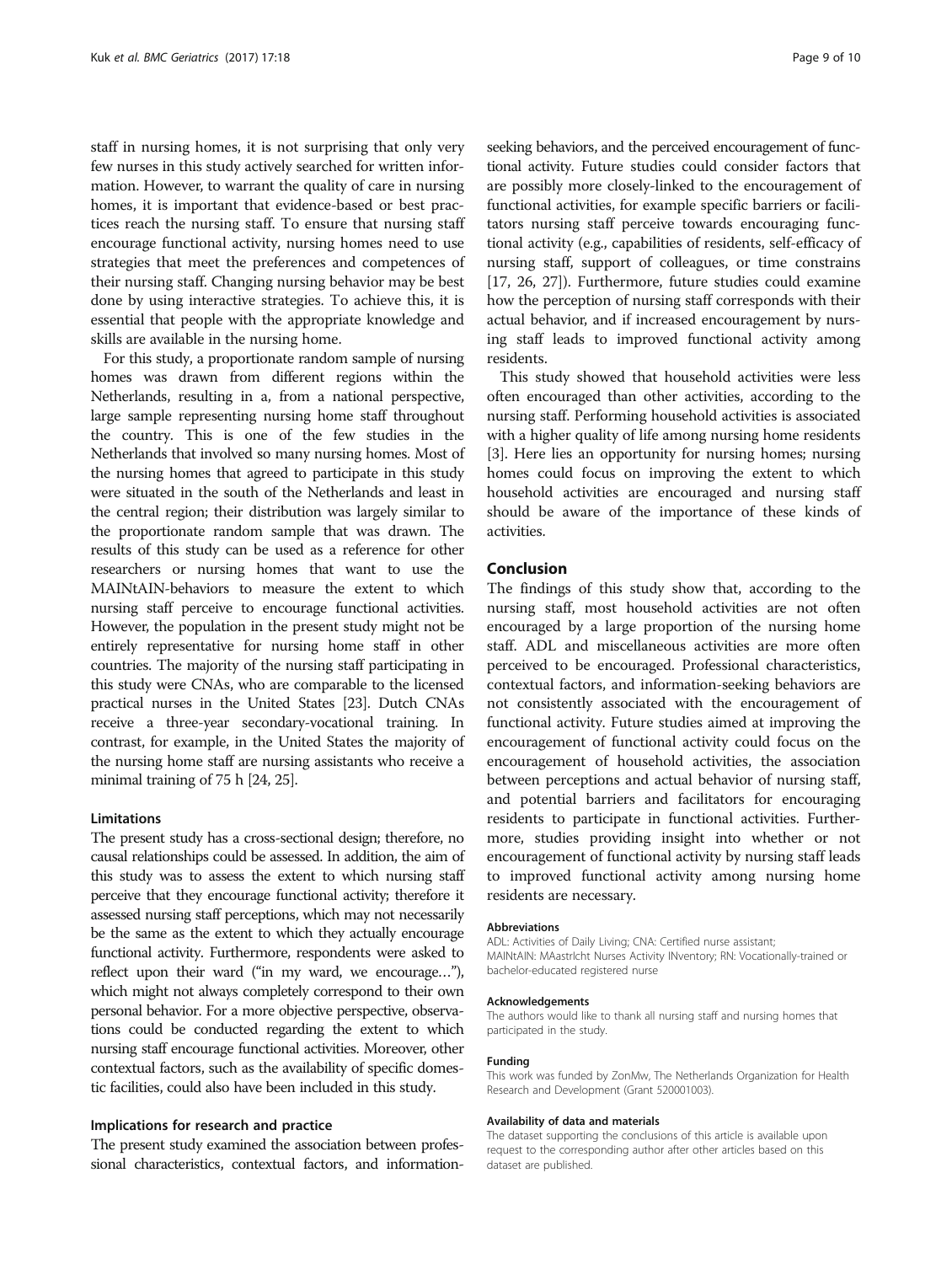staff in nursing homes, it is not surprising that only very few nurses in this study actively searched for written information. However, to warrant the quality of care in nursing homes, it is important that evidence-based or best practices reach the nursing staff. To ensure that nursing staff encourage functional activity, nursing homes need to use strategies that meet the preferences and competences of their nursing staff. Changing nursing behavior may be best done by using interactive strategies. To achieve this, it is essential that people with the appropriate knowledge and skills are available in the nursing home.

For this study, a proportionate random sample of nursing homes was drawn from different regions within the Netherlands, resulting in a, from a national perspective, large sample representing nursing home staff throughout the country. This is one of the few studies in the Netherlands that involved so many nursing homes. Most of the nursing homes that agreed to participate in this study were situated in the south of the Netherlands and least in the central region; their distribution was largely similar to the proportionate random sample that was drawn. The results of this study can be used as a reference for other researchers or nursing homes that want to use the MAINtAIN-behaviors to measure the extent to which nursing staff perceive to encourage functional activities. However, the population in the present study might not be entirely representative for nursing home staff in other countries. The majority of the nursing staff participating in this study were CNAs, who are comparable to the licensed practical nurses in the United States [23]. Dutch CNAs receive a three-year secondary-vocational training. In contrast, for example, in the United States the majority of the nursing home staff are nursing assistants who receive a minimal training of 75 h [24, 25].

### Limitations

The present study has a cross-sectional design; therefore, no causal relationships could be assessed. In addition, the aim of this study was to assess the extent to which nursing staff perceive that they encourage functional activity; therefore it assessed nursing staff perceptions, which may not necessarily be the same as the extent to which they actually encourage functional activity. Furthermore, respondents were asked to reflect upon their ward ("in my ward, we encourage…"), which might not always completely correspond to their own personal behavior. For a more objective perspective, observations could be conducted regarding the extent to which nursing staff encourage functional activities. Moreover, other contextual factors, such as the availability of specific domestic facilities, could also have been included in this study.

### Implications for research and practice

The present study examined the association between professional characteristics, contextual factors, and information-seeking behaviors, and the perceived encouragement of functional activity. Future studies could consider factors that are possibly more closely-linked to the encouragement of functional activities, for example specific barriers or facilitators nursing staff perceive towards encouraging functional activity (e.g., capabilities of residents, self-efficacy of nursing staff, support of colleagues, or time constrains [17, 26, 27]). Furthermore, future studies could examine how the perception of nursing staff corresponds with their actual behavior, and if increased encouragement by nursing staff leads to improved functional activity among residents.

This study showed that household activities were less often encouraged than other activities, according to the nursing staff. Performing household activities is associated with a higher quality of life among nursing home residents [3]. Here lies an opportunity for nursing homes; nursing homes could focus on improving the extent to which household activities are encouraged and nursing staff should be aware of the importance of these kinds of activities.

## Conclusion

The findings of this study show that, according to the nursing staff, most household activities are not often encouraged by a large proportion of the nursing home staff. ADL and miscellaneous activities are more often perceived to be encouraged. Professional characteristics, contextual factors, and information-seeking behaviors are not consistently associated with the encouragement of functional activity. Future studies aimed at improving the encouragement of functional activity could focus on the encouragement of household activities, the association between perceptions and actual behavior of nursing staff, and potential barriers and facilitators for encouraging residents to participate in functional activities. Furthermore, studies providing insight into whether or not encouragement of functional activity by nursing staff leads to improved functional activity among nursing home residents are necessary.

#### Abbreviations

ADL: Activities of Daily Living; CNA: Certified nurse assistant; MAINtAIN: MAastrIcht Nurses Activity INventory; RN: Vocationally-trained or bachelor-educated registered nurse

#### Acknowledgements

The authors would like to thank all nursing staff and nursing homes that participated in the study.

#### Funding

This work was funded by ZonMw, The Netherlands Organization for Health Research and Development (Grant 520001003).

#### Availability of data and materials

The dataset supporting the conclusions of this article is available upon request to the corresponding author after other articles based on this dataset are published.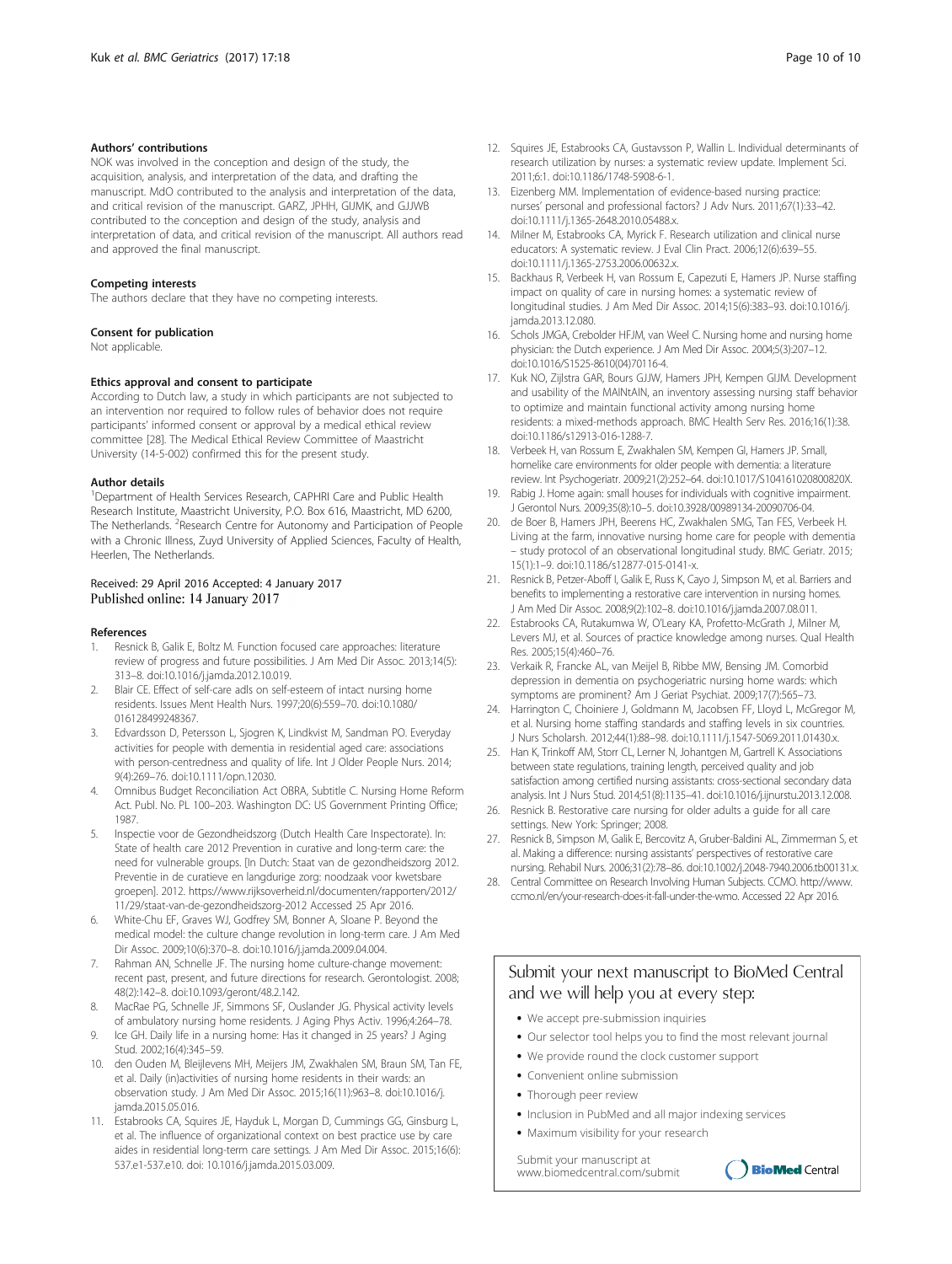### Authors' contributions

NOK was involved in the conception and design of the study, the acquisition, analysis, and interpretation of the data, and drafting the manuscript. MdO contributed to the analysis and interpretation of the data, and critical revision of the manuscript. GARZ, JPHH, GIJMK, and GJJWB contributed to the conception and design of the study, analysis and interpretation of data, and critical revision of the manuscript. All authors read and approved the final manuscript.

### Competing interests

The authors declare that they have no competing interests.

### Consent for publication

Not applicable.

### Ethics approval and consent to participate

According to Dutch law, a study in which participants are not subjected to an intervention nor required to follow rules of behavior does not require participants' informed consent or approval by a medical ethical review committee [28]. The Medical Ethical Review Committee of Maastricht University (14-5-002) confirmed this for the present study.

### Author details

[1]Department of Health Services Research, CAPHRI Care and Public Health Research Institute, Maastricht University, P.O. Box 616, Maastricht, MD 6200, The Netherlands. [2]Research Centre for Autonomy and Participation of People with a Chronic Illness, Zuyd University of Applied Sciences, Faculty of Health, Heerlen, The Netherlands.

Received: 29 April 2016 Accepted: 4 January 2017
Published online: 14 January 2017

### References

1. Resnick B, Galik E, Boltz M. Function focused care approaches: literature review of progress and future possibilities. J Am Med Dir Assoc. 2013;14(5): 313–8. doi:10.1016/j.jamda.2012.10.019.
2. Blair CE. Effect of self-care adls on self-esteem of intact nursing home residents. Issues Ment Health Nurs. 1997;20(6):559–70. doi:10.1080/016128499248367.
3. Edvardsson D, Petersson L, Sjogren K, Lindkvist M, Sandman PO. Everyday activities for people with dementia in residential aged care: associations with person-centredness and quality of life. Int J Older People Nurs. 2014; 9(4):269–76. doi:10.1111/opn.12030.
4. Omnibus Budget Reconciliation Act OBRA, Subtitle C. Nursing Home Reform Act. Publ. No. PL 100–203. Washington DC: US Government Printing Office; 1987.
5. Inspectie voor de Gezondheidszorg (Dutch Health Care Inspectorate). In: State of health care 2012 Prevention in curative and long-term care: the need for vulnerable groups. [In Dutch: Staat van de gezondheidszorg 2012. Preventie in de curatieve en langdurige zorg: noodzaak voor kwetsbare groepen]. 2012. https://www.rijksoverheid.nl/documenten/rapporten/2012/11/29/staat-van-de-gezondheidszorg-2012 Accessed 25 Apr 2016.
6. White-Chu EF, Graves WJ, Godfrey SM, Bonner A, Sloane P. Beyond the medical model: the culture change revolution in long-term care. J Am Med Dir Assoc. 2009;10(6):370–8. doi:10.1016/j.jamda.2009.04.004.
7. Rahman AN, Schnelle JF. The nursing home culture-change movement: recent past, present, and future directions for research. Gerontologist. 2008; 48(2):142–8. doi:10.1093/geront/48.2.142.
8. MacRae PG, Schnelle JF, Simmons SF, Ouslander JG. Physical activity levels of ambulatory nursing home residents. J Aging Phys Activ. 1996;4:264–78.
9. Ice GH. Daily life in a nursing home: Has it changed in 25 years? J Aging Stud. 2002;16(4):345–59.
10. den Ouden M, Bleijlevens MH, Meijers JM, Zwakhalen SM, Braun SM, Tan FE, et al. Daily (in)activities of nursing home residents in their wards: an observation study. J Am Med Dir Assoc. 2015;16(11):963–8. doi:10.1016/j.jamda.2015.05.016.
11. Estabrooks CA, Squires JE, Hayduk L, Morgan D, Cummings GG, Ginsburg L, et al. The influence of organizational context on best practice use by care aides in residential long-term care settings. J Am Med Dir Assoc. 2015;16(6): 537.e1-537.e10. doi: 10.1016/j.jamda.2015.03.009.
12. Squires JE, Estabrooks CA, Gustavsson P, Wallin L. Individual determinants of research utilization by nurses: a systematic review update. Implement Sci. 2011;6:1. doi:10.1186/1748-5908-6-1.
13. Eizenberg MM. Implementation of evidence-based nursing practice: nurses' personal and professional factors? J Adv Nurs. 2011;67(1):33–42. doi:10.1111/j.1365-2648.2010.05488.x.
14. Milner M, Estabrooks CA, Myrick F. Research utilization and clinical nurse educators: A systematic review. J Eval Clin Pract. 2006;12(6):639–55. doi:10.1111/j.1365-2753.2006.00632.x.
15. Backhaus R, Verbeek H, van Rossum E, Capezuti E, Hamers JP. Nurse staffing impact on quality of care in nursing homes: a systematic review of longitudinal studies. J Am Med Dir Assoc. 2014;15(6):383–93. doi:10.1016/j.jamda.2013.12.080.
16. Schols JMGA, Crebolder HFJM, van Weel C. Nursing home and nursing home physician: the Dutch experience. J Am Med Dir Assoc. 2004;5(3):207–12. doi:10.1016/S1525-8610(04)70116-4.
17. Kuk NO, Zijlstra GAR, Bours GJJW, Hamers JPH, Kempen GIJM. Development and usability of the MAINtAIN, an inventory assessing nursing staff behavior to optimize and maintain functional activity among nursing home residents: a mixed-methods approach. BMC Health Serv Res. 2016;16(1):38. doi:10.1186/s12913-016-1288-7.
18. Verbeek H, van Rossum E, Zwakhalen SM, Kempen GI, Hamers JP. Small, homelike care environments for older people with dementia: a literature review. Int Psychogeriatr. 2009;21(2):252–64. doi:10.1017/S104161020800820X.
19. Rabig J. Home again: small houses for individuals with cognitive impairment. J Gerontol Nurs. 2009;35(8):10–5. doi:10.3928/00989134-20090706-04.
20. de Boer B, Hamers JPH, Beerens HC, Zwakhalen SMG, Tan FES, Verbeek H. Living at the farm, innovative nursing home care for people with dementia – study protocol of an observational longitudinal study. BMC Geriatr. 2015; 15(1):1–9. doi:10.1186/s12877-015-0141-x.
21. Resnick B, Petzer-Aboff I, Galik E, Russ K, Cayo J, Simpson M, et al. Barriers and benefits to implementing a restorative care intervention in nursing homes. J Am Med Dir Assoc. 2008;9(2):102–8. doi:10.1016/j.jamda.2007.08.011.
22. Estabrooks CA, Rutakumwa W, O'Leary KA, Profetto-McGrath J, Milner M, Levers MJ, et al. Sources of practice knowledge among nurses. Qual Health Res. 2005;15(4):460–76.
23. Verkaik R, Francke AL, van Meijel B, Ribbe MW, Bensing JM. Comorbid depression in dementia on psychogeriatric nursing home wards: which symptoms are prominent? Am J Geriat Psychiat. 2009;17(7):565–73.
24. Harrington C, Choiniere J, Goldmann M, Jacobsen FF, Lloyd L, McGregor M, et al. Nursing home staffing standards and staffing levels in six countries. J Nurs Scholarsh. 2012;44(1):88–98. doi:10.1111/j.1547-5069.2011.01430.x.
25. Han K, Trinkoff AM, Storr CL, Lerner N, Johantgen M, Gartrell K. Associations between state regulations, training length, perceived quality and job satisfaction among certified nursing assistants: cross-sectional secondary data analysis. Int J Nurs Stud. 2014;51(8):1135–41. doi:10.1016/j.ijnurstu.2013.12.008.
26. Resnick B. Restorative care nursing for older adults a guide for all care settings. New York: Springer; 2008.
27. Resnick B, Simpson M, Galik E, Bercovitz A, Gruber-Baldini AL, Zimmerman S, et al. Making a difference: nursing assistants' perspectives of restorative care nursing. Rehabil Nurs. 2006;31(2):78–86. doi:10.1002/j.2048-7940.2006.tb00131.x.
28. Central Committee on Research Involving Human Subjects. CCMO. http://www.ccmo.nl/en/your-research-does-it-fall-under-the-wmo. Accessed 22 Apr 2016.

Submit your next manuscript to BioMed Central and we will help you at every step:

- We accept pre-submission inquiries
- Our selector tool helps you to find the most relevant journal
- We provide round the clock customer support
- Convenient online submission
- Thorough peer review
- Inclusion in PubMed and all major indexing services
- Maximum visibility for your research

Submit your manuscript at www.biomedcentral.com/submit

BioMed Central